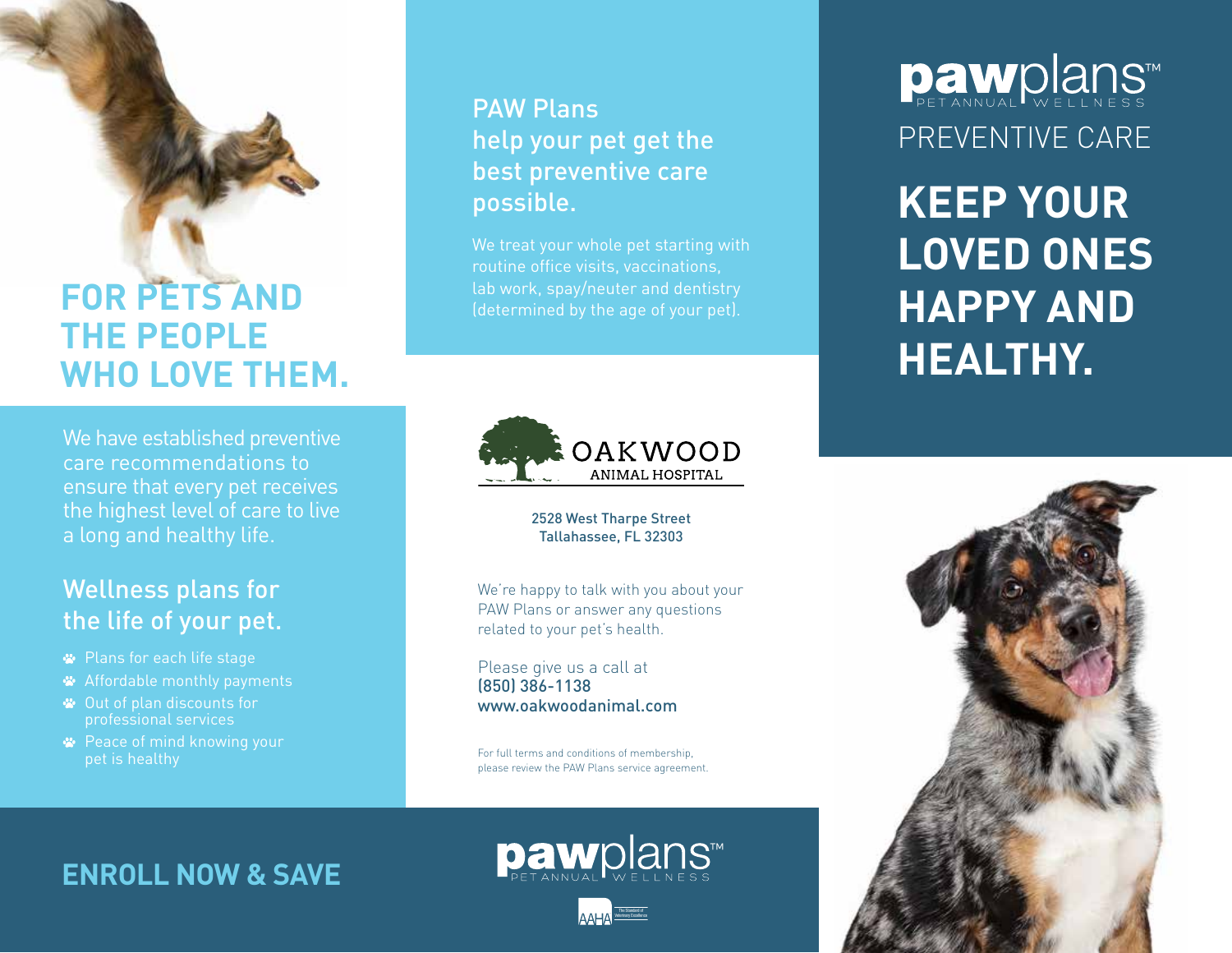# FOR PETS AND THE PEOPLE WHO LOVE THEM.

We have established preventive care recommendations to ensure that every pet receives the highest level of care to live a long and healthy life.

## Wellness plans for the life of your pet.

- Plans for each life stage
- Affordable monthly payments
- Out of plan discounts for professional services
- Peace of mind knowing your pet is healthy

## ENROLL NOW & SAVE

## PAW Plans help your pet get the best preventive care possible.

We treat your whole pet starting with routine office visits, vaccinations, lab work, spay/neuter and dentistry (determined by the age of your pet).

OAKWOOD ANIMAL HOSPITAL

2528 West Tharpe Street
Tallahassee, FL 32303

We're happy to talk with you about your PAW Plans or answer any questions related to your pet's health.

Please give us a call at
(850) 386-1138
www.oakwoodanimal.com

For full terms and conditions of membership, please review the PAW Plans service agreement.

pawplans™ PET ANNUAL WELLNESS

AAHA The Standard of Veterinary Excellence

pawplans™ PET ANNUAL WELLNESS

PREVENTIVE CARE

# KEEP YOUR LOVED ONES HAPPY AND HEALTHY.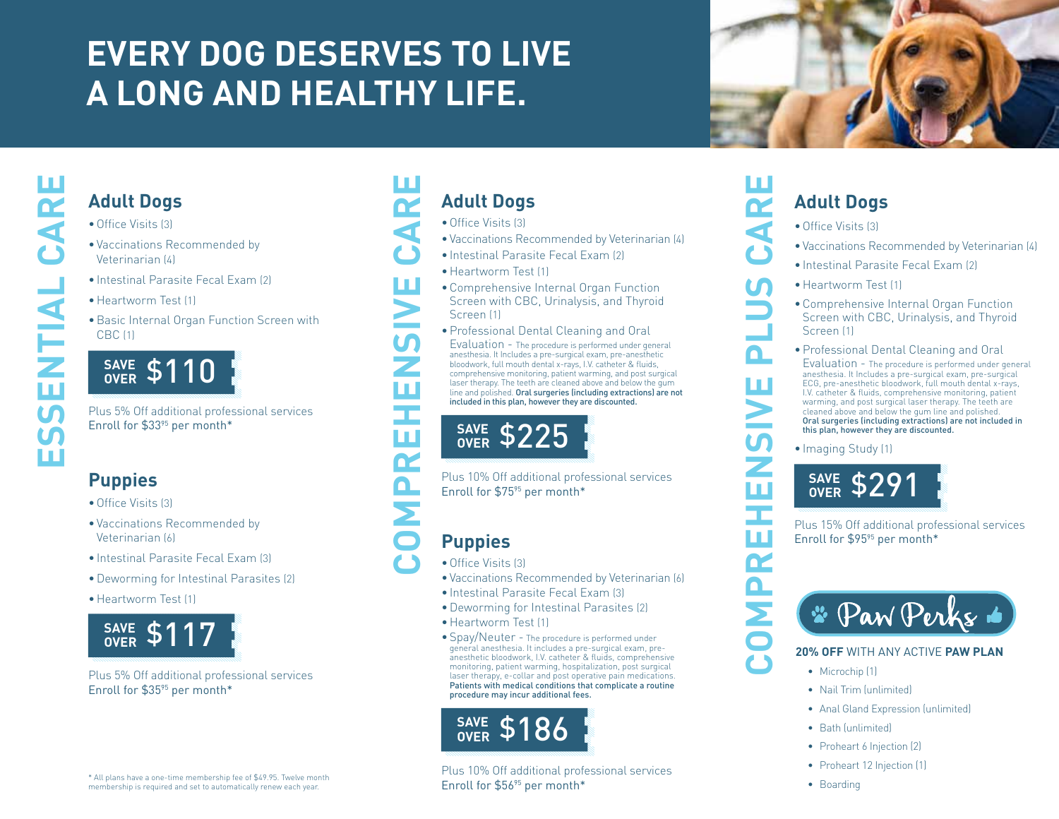# EVERY DOG DESERVES TO LIVE A LONG AND HEALTHY LIFE.

## ESSENTIAL CARE

### Adult Dogs

- Office Visits (3)
- Vaccinations Recommended by Veterinarian (4)
- Intestinal Parasite Fecal Exam (2)
- Heartworm Test (1)
- Basic Internal Organ Function Screen with CBC (1)

**SAVE OVER $110**

Plus 5% Off additional professional services
Enroll for $33.95 per month*

### Puppies

- Office Visits (3)
- Vaccinations Recommended by Veterinarian (6)
- Intestinal Parasite Fecal Exam (3)
- Deworming for Intestinal Parasites (2)
- Heartworm Test (1)

**SAVE OVER $117**

Plus 5% Off additional professional services
Enroll for $35.95 per month*

\* All plans have a one-time membership fee of $49.95. Twelve month membership is required and set to automatically renew each year.

## COMPREHENSIVE CARE

### Adult Dogs

- Office Visits (3)
- Vaccinations Recommended by Veterinarian (4)
- Intestinal Parasite Fecal Exam (2)
- Heartworm Test (1)
- Comprehensive Internal Organ Function Screen with CBC, Urinalysis, and Thyroid Screen (1)
- Professional Dental Cleaning and Oral Evaluation - The procedure is performed under general anesthesia. It Includes a pre-surgical exam, pre-anesthetic bloodwork, full mouth dental x-rays, I.V. catheter & fluids, comprehensive monitoring, patient warming, and post surgical laser therapy. The teeth are cleaned above and below the gum line and polished. **Oral surgeries (including extractions) are not included in this plan, however they are discounted.**

**SAVE OVER $225**

Plus 10% Off additional professional services
Enroll for $75.95 per month*

### Puppies

- Office Visits (3)
- Vaccinations Recommended by Veterinarian (6)
- Intestinal Parasite Fecal Exam (3)
- Deworming for Intestinal Parasites (2)
- Heartworm Test (1)
- Spay/Neuter - The procedure is performed under general anesthesia. It includes a pre-surgical exam, pre-anesthetic bloodwork, I.V. catheter & fluids, comprehensive monitoring, patient warming, hospitalization, post surgical laser therapy, e-collar and post operative pain medications. **Patients with medical conditions that complicate a routine procedure may incur additional fees.**

**SAVE OVER $186**

Plus 10% Off additional professional services
Enroll for $56.95 per month*

## COMPREHENSIVE PLUS CARE

### Adult Dogs

- Office Visits (3)
- Vaccinations Recommended by Veterinarian (4)
- Intestinal Parasite Fecal Exam (2)
- Heartworm Test (1)
- Comprehensive Internal Organ Function Screen with CBC, Urinalysis, and Thyroid Screen (1)
- Professional Dental Cleaning and Oral Evaluation - The procedure is performed under general anesthesia. It Includes a pre-surgical exam, pre-surgical ECG, pre-anesthetic bloodwork, full mouth dental x-rays, I.V. catheter & fluids, comprehensive monitoring, patient warming, and post surgical laser therapy. The teeth are cleaned above and below the gum line and polished. **Oral surgeries (including extractions) are not included in this plan, however they are discounted.**
- Imaging Study (1)

**SAVE OVER $291**

Plus 15% Off additional professional services
Enroll for $95.95 per month*

### Paw Perks

**20% OFF** WITH ANY ACTIVE **PAW PLAN**

- Microchip (1)
- Nail Trim (unlimited)
- Anal Gland Expression (unlimited)
- Bath (unlimited)
- Proheart 6 Injection (2)
- Proheart 12 Injection (1)
- Boarding